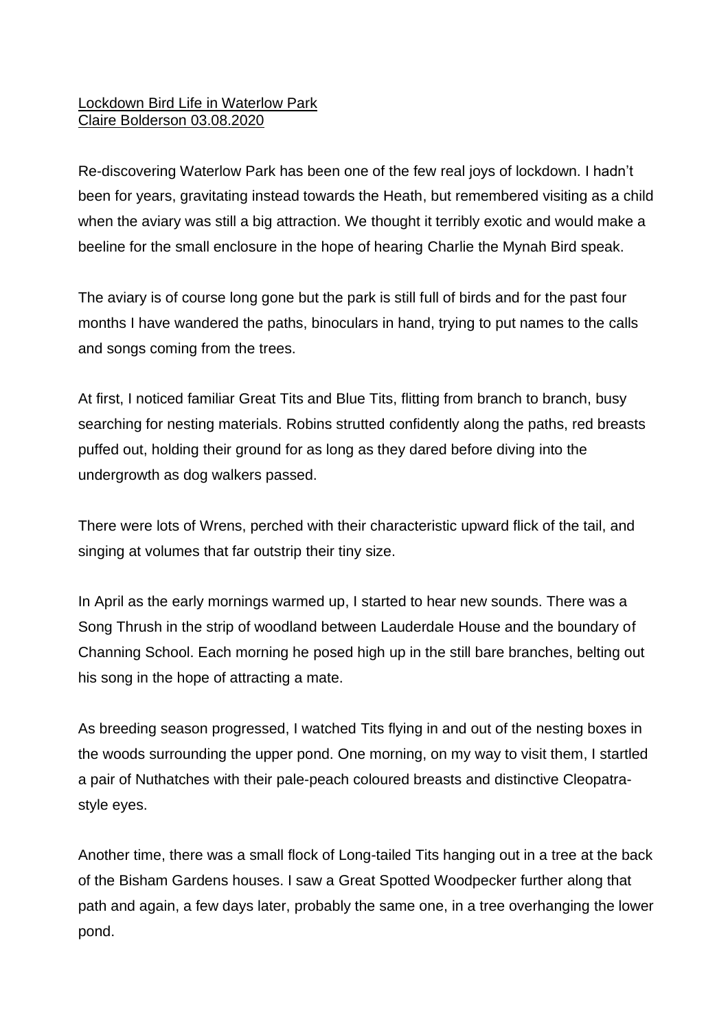Lockdown Bird Life in Waterlow Park
Claire Bolderson 03.08.2020

Re-discovering Waterlow Park has been one of the few real joys of lockdown. I hadn't been for years, gravitating instead towards the Heath, but remembered visiting as a child when the aviary was still a big attraction. We thought it terribly exotic and would make a beeline for the small enclosure in the hope of hearing Charlie the Mynah Bird speak.

The aviary is of course long gone but the park is still full of birds and for the past four months I have wandered the paths, binoculars in hand, trying to put names to the calls and songs coming from the trees.

At first, I noticed familiar Great Tits and Blue Tits, flitting from branch to branch, busy searching for nesting materials. Robins strutted confidently along the paths, red breasts puffed out, holding their ground for as long as they dared before diving into the undergrowth as dog walkers passed.

There were lots of Wrens, perched with their characteristic upward flick of the tail, and singing at volumes that far outstrip their tiny size.

In April as the early mornings warmed up, I started to hear new sounds. There was a Song Thrush in the strip of woodland between Lauderdale House and the boundary of Channing School. Each morning he posed high up in the still bare branches, belting out his song in the hope of attracting a mate.

As breeding season progressed, I watched Tits flying in and out of the nesting boxes in the woods surrounding the upper pond. One morning, on my way to visit them, I startled a pair of Nuthatches with their pale-peach coloured breasts and distinctive Cleopatra-style eyes.

Another time, there was a small flock of Long-tailed Tits hanging out in a tree at the back of the Bisham Gardens houses. I saw a Great Spotted Woodpecker further along that path and again, a few days later, probably the same one, in a tree overhanging the lower pond.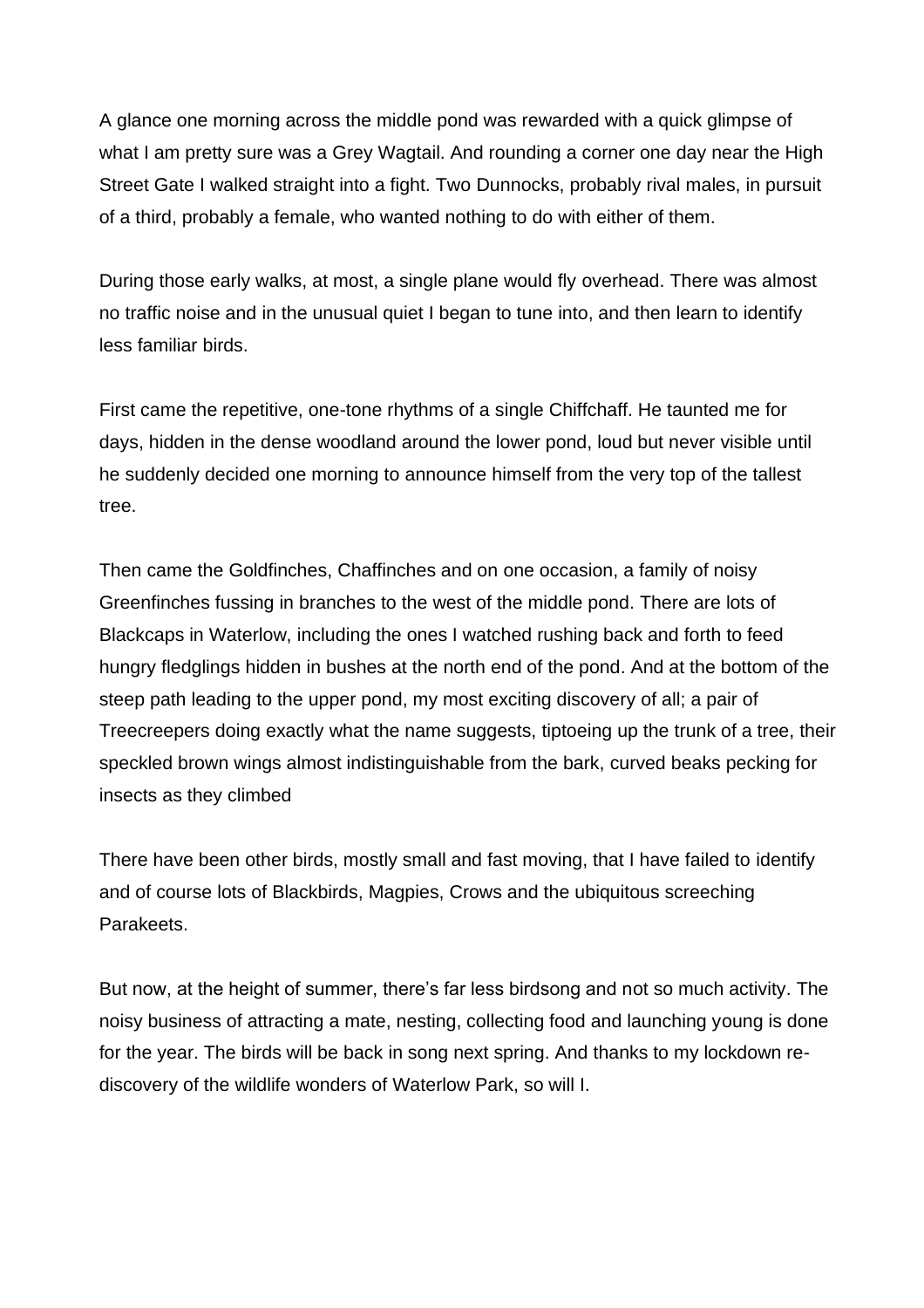A glance one morning across the middle pond was rewarded with a quick glimpse of what I am pretty sure was a Grey Wagtail. And rounding a corner one day near the High Street Gate I walked straight into a fight. Two Dunnocks, probably rival males, in pursuit of a third, probably a female, who wanted nothing to do with either of them.

During those early walks, at most, a single plane would fly overhead. There was almost no traffic noise and in the unusual quiet I began to tune into, and then learn to identify less familiar birds.

First came the repetitive, one-tone rhythms of a single Chiffchaff. He taunted me for days, hidden in the dense woodland around the lower pond, loud but never visible until he suddenly decided one morning to announce himself from the very top of the tallest tree.

Then came the Goldfinches, Chaffinches and on one occasion, a family of noisy Greenfinches fussing in branches to the west of the middle pond. There are lots of Blackcaps in Waterlow, including the ones I watched rushing back and forth to feed hungry fledglings hidden in bushes at the north end of the pond. And at the bottom of the steep path leading to the upper pond, my most exciting discovery of all; a pair of Treecreepers doing exactly what the name suggests, tiptoeing up the trunk of a tree, their speckled brown wings almost indistinguishable from the bark, curved beaks pecking for insects as they climbed

There have been other birds, mostly small and fast moving, that I have failed to identify and of course lots of Blackbirds, Magpies, Crows and the ubiquitous screeching Parakeets.

But now, at the height of summer, there's far less birdsong and not so much activity. The noisy business of attracting a mate, nesting, collecting food and launching young is done for the year. The birds will be back in song next spring. And thanks to my lockdown re-discovery of the wildlife wonders of Waterlow Park, so will I.